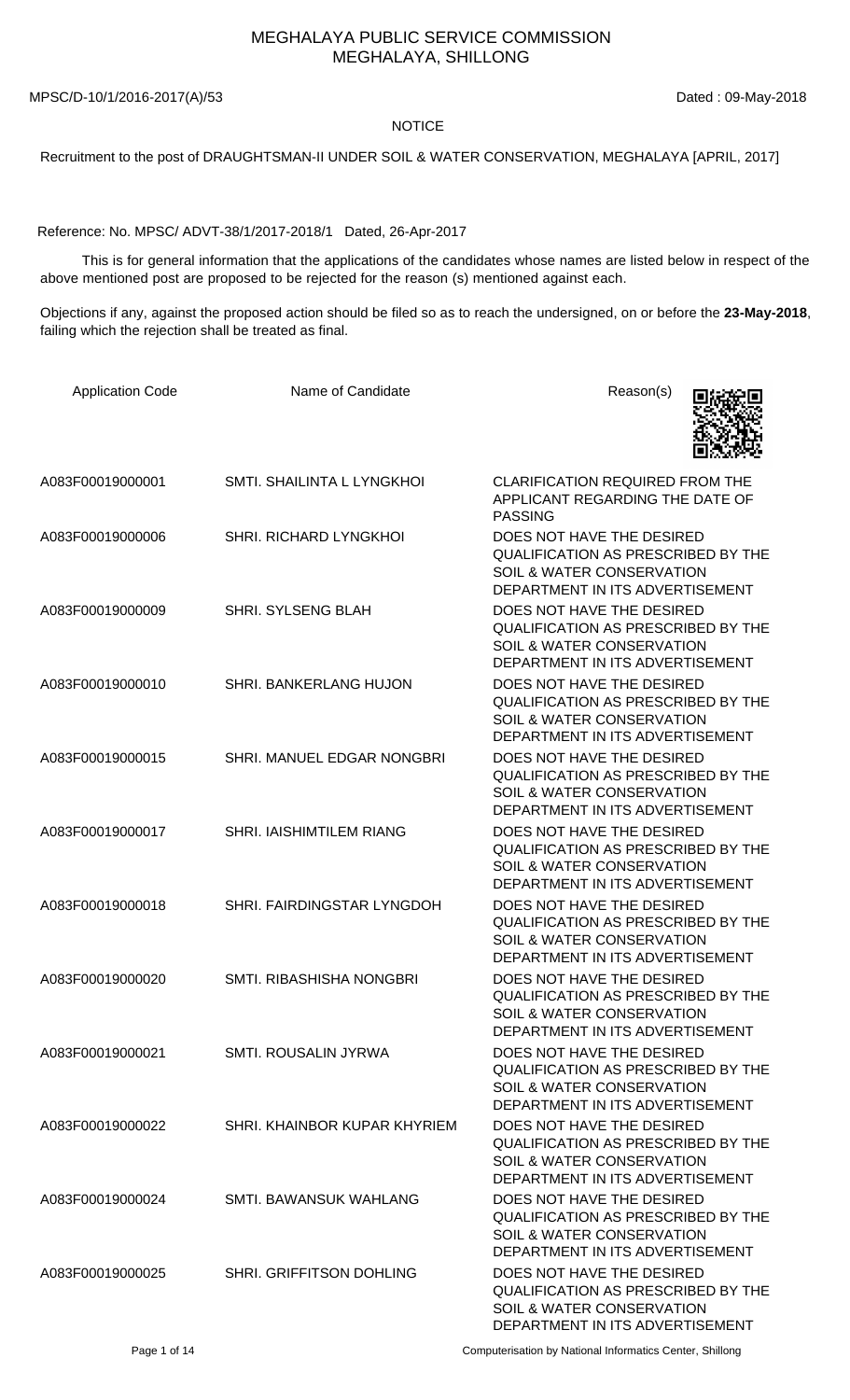# MEGHALAYA PUBLIC SERVICE COMMISSION
## MEGHALAYA, SHILLONG

MPSC/D-10/1/2016-2017(A)/53 Dated : 09-May-2018

**NOTICE**

Recruitment to the post of DRAUGHTSMAN-II UNDER SOIL & WATER CONSERVATION, MEGHALAYA [APRIL, 2017]

Reference: No. MPSC/ ADVT-38/1/2017-2018/1 Dated, 26-Apr-2017

This is for general information that the applications of the candidates whose names are listed below in respect of the above mentioned post are proposed to be rejected for the reason (s) mentioned against each.

Objections if any, against the proposed action should be filed so as to reach the undersigned, on or before the **23-May-2018**, failing which the rejection shall be treated as final.

| Application Code | Name of Candidate | Reason(s) |
|---|---|---|
| A083F00019000001 | SMTI. SHAILINTA L LYNGKHOI | CLARIFICATION REQUIRED FROM THE APPLICANT REGARDING THE DATE OF PASSING |
| A083F00019000006 | SHRI. RICHARD LYNGKHOI | DOES NOT HAVE THE DESIRED QUALIFICATION AS PRESCRIBED BY THE SOIL & WATER CONSERVATION DEPARTMENT IN ITS ADVERTISEMENT |
| A083F00019000009 | SHRI. SYLSENG BLAH | DOES NOT HAVE THE DESIRED QUALIFICATION AS PRESCRIBED BY THE SOIL & WATER CONSERVATION DEPARTMENT IN ITS ADVERTISEMENT |
| A083F00019000010 | SHRI. BANKERLANG HUJON | DOES NOT HAVE THE DESIRED QUALIFICATION AS PRESCRIBED BY THE SOIL & WATER CONSERVATION DEPARTMENT IN ITS ADVERTISEMENT |
| A083F00019000015 | SHRI. MANUEL EDGAR NONGBRI | DOES NOT HAVE THE DESIRED QUALIFICATION AS PRESCRIBED BY THE SOIL & WATER CONSERVATION DEPARTMENT IN ITS ADVERTISEMENT |
| A083F00019000017 | SHRI. IAISHIMTILEM RIANG | DOES NOT HAVE THE DESIRED QUALIFICATION AS PRESCRIBED BY THE SOIL & WATER CONSERVATION DEPARTMENT IN ITS ADVERTISEMENT |
| A083F00019000018 | SHRI. FAIRDINGSTAR LYNGDOH | DOES NOT HAVE THE DESIRED QUALIFICATION AS PRESCRIBED BY THE SOIL & WATER CONSERVATION DEPARTMENT IN ITS ADVERTISEMENT |
| A083F00019000020 | SMTI. RIBASHISHA NONGBRI | DOES NOT HAVE THE DESIRED QUALIFICATION AS PRESCRIBED BY THE SOIL & WATER CONSERVATION DEPARTMENT IN ITS ADVERTISEMENT |
| A083F00019000021 | SMTI. ROUSALIN JYRWA | DOES NOT HAVE THE DESIRED QUALIFICATION AS PRESCRIBED BY THE SOIL & WATER CONSERVATION DEPARTMENT IN ITS ADVERTISEMENT |
| A083F00019000022 | SHRI. KHAINBOR KUPAR KHYRIEM | DOES NOT HAVE THE DESIRED QUALIFICATION AS PRESCRIBED BY THE SOIL & WATER CONSERVATION DEPARTMENT IN ITS ADVERTISEMENT |
| A083F00019000024 | SMTI. BAWANSUK WAHLANG | DOES NOT HAVE THE DESIRED QUALIFICATION AS PRESCRIBED BY THE SOIL & WATER CONSERVATION DEPARTMENT IN ITS ADVERTISEMENT |
| A083F00019000025 | SHRI. GRIFFITSON DOHLING | DOES NOT HAVE THE DESIRED QUALIFICATION AS PRESCRIBED BY THE SOIL & WATER CONSERVATION DEPARTMENT IN ITS ADVERTISEMENT |

Computerisation by National Informatics Center, Shillong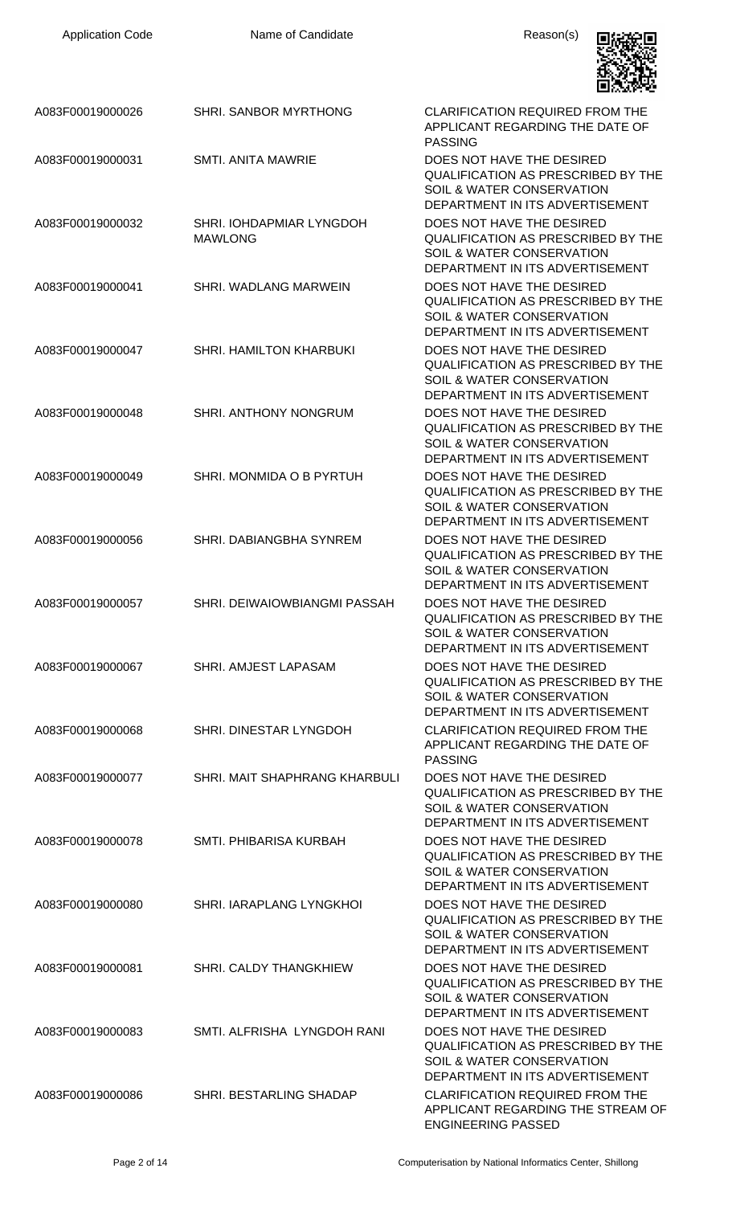| Application Code | Name of Candidate | Reason(s) |
| --- | --- | --- |
| A083F00019000026 | SHRI. SANBOR MYRTHONG | CLARIFICATION REQUIRED FROM THE APPLICANT REGARDING THE DATE OF PASSING |
| A083F00019000031 | SMTI. ANITA MAWRIE | DOES NOT HAVE THE DESIRED QUALIFICATION AS PRESCRIBED BY THE SOIL & WATER CONSERVATION DEPARTMENT IN ITS ADVERTISEMENT |
| A083F00019000032 | SHRI. IOHDAPMIAR LYNGDOH MAWLONG | DOES NOT HAVE THE DESIRED QUALIFICATION AS PRESCRIBED BY THE SOIL & WATER CONSERVATION DEPARTMENT IN ITS ADVERTISEMENT |
| A083F00019000041 | SHRI. WADLANG MARWEIN | DOES NOT HAVE THE DESIRED QUALIFICATION AS PRESCRIBED BY THE SOIL & WATER CONSERVATION DEPARTMENT IN ITS ADVERTISEMENT |
| A083F00019000047 | SHRI. HAMILTON KHARBUKI | DOES NOT HAVE THE DESIRED QUALIFICATION AS PRESCRIBED BY THE SOIL & WATER CONSERVATION DEPARTMENT IN ITS ADVERTISEMENT |
| A083F00019000048 | SHRI. ANTHONY NONGRUM | DOES NOT HAVE THE DESIRED QUALIFICATION AS PRESCRIBED BY THE SOIL & WATER CONSERVATION DEPARTMENT IN ITS ADVERTISEMENT |
| A083F00019000049 | SHRI. MONMIDA O B PYRTUH | DOES NOT HAVE THE DESIRED QUALIFICATION AS PRESCRIBED BY THE SOIL & WATER CONSERVATION DEPARTMENT IN ITS ADVERTISEMENT |
| A083F00019000056 | SHRI. DABIANGBHA SYNREM | DOES NOT HAVE THE DESIRED QUALIFICATION AS PRESCRIBED BY THE SOIL & WATER CONSERVATION DEPARTMENT IN ITS ADVERTISEMENT |
| A083F00019000057 | SHRI. DEIWAIOWBIANGMI PASSAH | DOES NOT HAVE THE DESIRED QUALIFICATION AS PRESCRIBED BY THE SOIL & WATER CONSERVATION DEPARTMENT IN ITS ADVERTISEMENT |
| A083F00019000067 | SHRI. AMJEST LAPASAM | DOES NOT HAVE THE DESIRED QUALIFICATION AS PRESCRIBED BY THE SOIL & WATER CONSERVATION DEPARTMENT IN ITS ADVERTISEMENT |
| A083F00019000068 | SHRI. DINESTAR LYNGDOH | CLARIFICATION REQUIRED FROM THE APPLICANT REGARDING THE DATE OF PASSING |
| A083F00019000077 | SHRI. MAIT SHAPHRANG KHARBULI | DOES NOT HAVE THE DESIRED QUALIFICATION AS PRESCRIBED BY THE SOIL & WATER CONSERVATION DEPARTMENT IN ITS ADVERTISEMENT |
| A083F00019000078 | SMTI. PHIBARISA KURBAH | DOES NOT HAVE THE DESIRED QUALIFICATION AS PRESCRIBED BY THE SOIL & WATER CONSERVATION DEPARTMENT IN ITS ADVERTISEMENT |
| A083F00019000080 | SHRI. IARAPLANG LYNGKHOI | DOES NOT HAVE THE DESIRED QUALIFICATION AS PRESCRIBED BY THE SOIL & WATER CONSERVATION DEPARTMENT IN ITS ADVERTISEMENT |
| A083F00019000081 | SHRI. CALDY THANGKHIEW | DOES NOT HAVE THE DESIRED QUALIFICATION AS PRESCRIBED BY THE SOIL & WATER CONSERVATION DEPARTMENT IN ITS ADVERTISEMENT |
| A083F00019000083 | SMTI. ALFRISHA LYNGDOH RANI | DOES NOT HAVE THE DESIRED QUALIFICATION AS PRESCRIBED BY THE SOIL & WATER CONSERVATION DEPARTMENT IN ITS ADVERTISEMENT |
| A083F00019000086 | SHRI. BESTARLING SHADAP | CLARIFICATION REQUIRED FROM THE APPLICANT REGARDING THE STREAM OF ENGINEERING PASSED |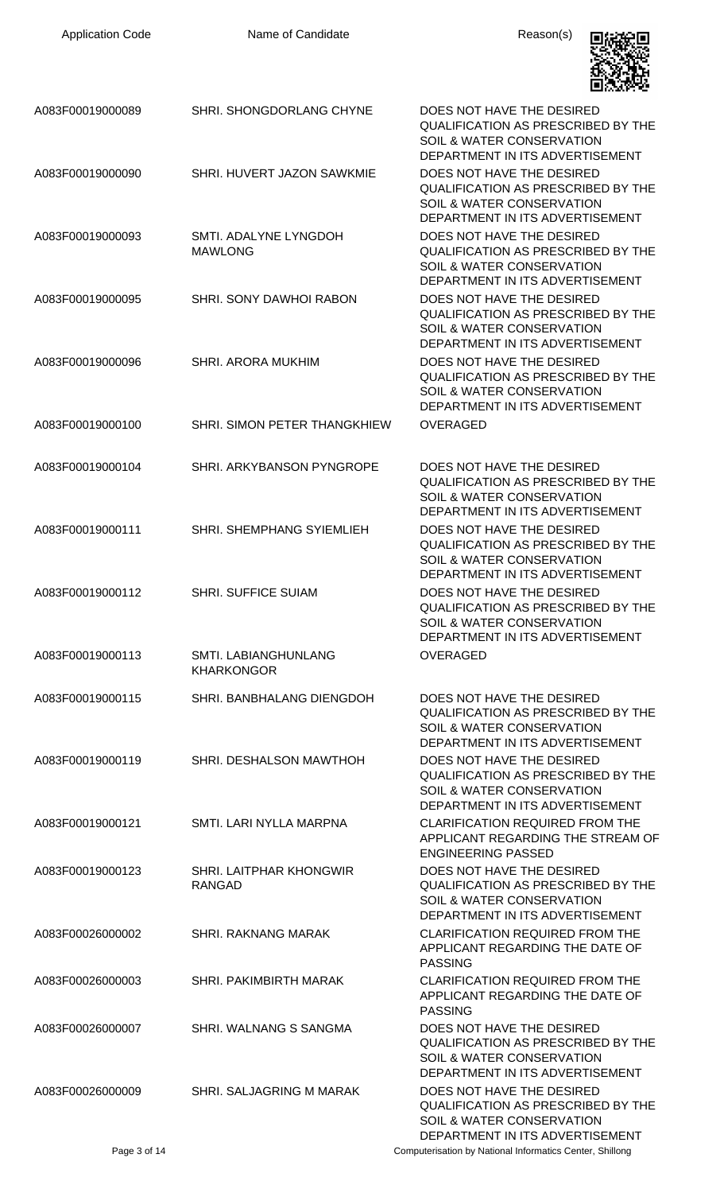| Application Code | Name of Candidate | Reason(s) |
|---|---|---|
| A083F00019000089 | SHRI. SHONGDORLANG CHYNE | DOES NOT HAVE THE DESIRED QUALIFICATION AS PRESCRIBED BY THE SOIL & WATER CONSERVATION DEPARTMENT IN ITS ADVERTISEMENT |
| A083F00019000090 | SHRI. HUVERT JAZON SAWKMIE | DOES NOT HAVE THE DESIRED QUALIFICATION AS PRESCRIBED BY THE SOIL & WATER CONSERVATION DEPARTMENT IN ITS ADVERTISEMENT |
| A083F00019000093 | SMTI. ADALYNE LYNGDOH MAWLONG | DOES NOT HAVE THE DESIRED QUALIFICATION AS PRESCRIBED BY THE SOIL & WATER CONSERVATION DEPARTMENT IN ITS ADVERTISEMENT |
| A083F00019000095 | SHRI. SONY DAWHOI RABON | DOES NOT HAVE THE DESIRED QUALIFICATION AS PRESCRIBED BY THE SOIL & WATER CONSERVATION DEPARTMENT IN ITS ADVERTISEMENT |
| A083F00019000096 | SHRI. ARORA MUKHIM | DOES NOT HAVE THE DESIRED QUALIFICATION AS PRESCRIBED BY THE SOIL & WATER CONSERVATION DEPARTMENT IN ITS ADVERTISEMENT |
| A083F00019000100 | SHRI. SIMON PETER THANGKHIEW | OVERAGED |
| A083F00019000104 | SHRI. ARKYBANSON PYNGROPE | DOES NOT HAVE THE DESIRED QUALIFICATION AS PRESCRIBED BY THE SOIL & WATER CONSERVATION DEPARTMENT IN ITS ADVERTISEMENT |
| A083F00019000111 | SHRI. SHEMPHANG SYIEMLIEH | DOES NOT HAVE THE DESIRED QUALIFICATION AS PRESCRIBED BY THE SOIL & WATER CONSERVATION DEPARTMENT IN ITS ADVERTISEMENT |
| A083F00019000112 | SHRI. SUFFICE SUIAM | DOES NOT HAVE THE DESIRED QUALIFICATION AS PRESCRIBED BY THE SOIL & WATER CONSERVATION DEPARTMENT IN ITS ADVERTISEMENT |
| A083F00019000113 | SMTI. LABIANGHUNLANG KHARKONGOR | OVERAGED |
| A083F00019000115 | SHRI. BANBHALANG DIENGDOH | DOES NOT HAVE THE DESIRED QUALIFICATION AS PRESCRIBED BY THE SOIL & WATER CONSERVATION DEPARTMENT IN ITS ADVERTISEMENT |
| A083F00019000119 | SHRI. DESHALSON MAWTHOH | DOES NOT HAVE THE DESIRED QUALIFICATION AS PRESCRIBED BY THE SOIL & WATER CONSERVATION DEPARTMENT IN ITS ADVERTISEMENT |
| A083F00019000121 | SMTI. LARI NYLLA MARPNA | CLARIFICATION REQUIRED FROM THE APPLICANT REGARDING THE STREAM OF ENGINEERING PASSED |
| A083F00019000123 | SHRI. LAITPHAR KHONGWIR RANGAD | DOES NOT HAVE THE DESIRED QUALIFICATION AS PRESCRIBED BY THE SOIL & WATER CONSERVATION DEPARTMENT IN ITS ADVERTISEMENT |
| A083F00026000002 | SHRI. RAKNANG MARAK | CLARIFICATION REQUIRED FROM THE APPLICANT REGARDING THE DATE OF PASSING |
| A083F00026000003 | SHRI. PAKIMBIRTH MARAK | CLARIFICATION REQUIRED FROM THE APPLICANT REGARDING THE DATE OF PASSING |
| A083F00026000007 | SHRI. WALNANG S SANGMA | DOES NOT HAVE THE DESIRED QUALIFICATION AS PRESCRIBED BY THE SOIL & WATER CONSERVATION DEPARTMENT IN ITS ADVERTISEMENT |
| A083F00026000009 | SHRI. SALJAGRING M MARAK | DOES NOT HAVE THE DESIRED QUALIFICATION AS PRESCRIBED BY THE SOIL & WATER CONSERVATION DEPARTMENT IN ITS ADVERTISEMENT |

Computerisation by National Informatics Center, Shillong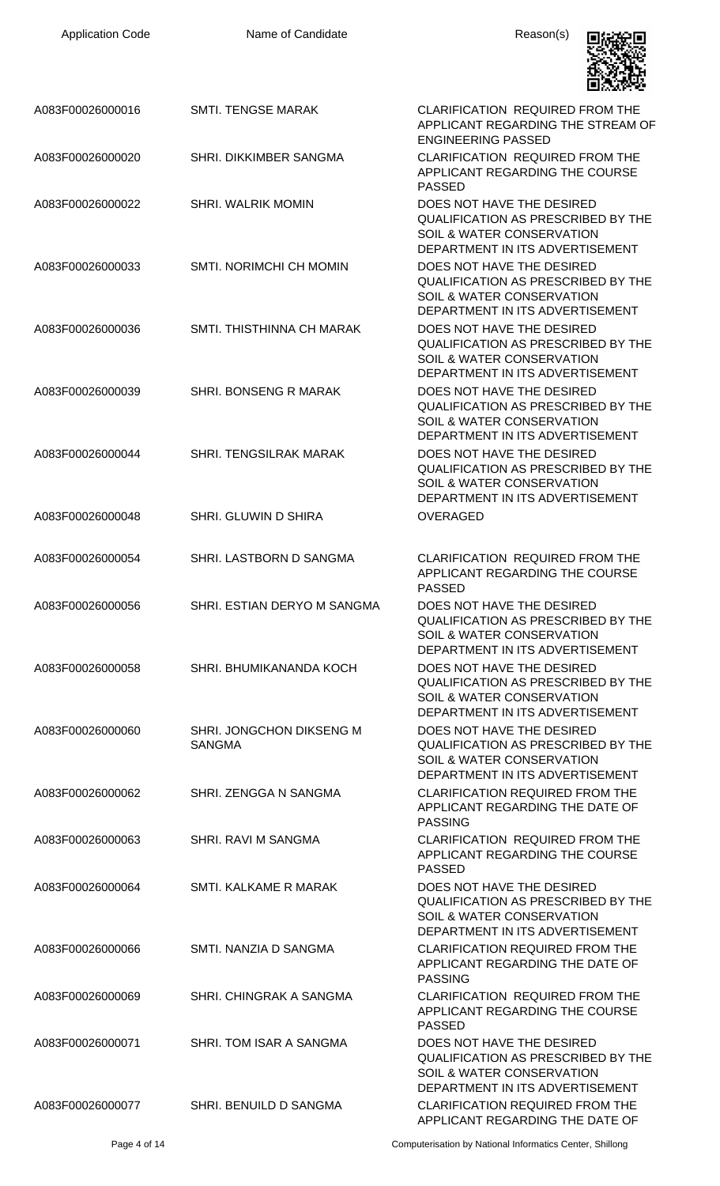| Application Code | Name of Candidate | Reason(s) |
| --- | --- | --- |
| A083F00026000016 | SMTI. TENGSE MARAK | CLARIFICATION REQUIRED FROM THE APPLICANT REGARDING THE STREAM OF ENGINEERING PASSED |
| A083F00026000020 | SHRI. DIKKIMBER SANGMA | CLARIFICATION REQUIRED FROM THE APPLICANT REGARDING THE COURSE PASSED |
| A083F00026000022 | SHRI. WALRIK MOMIN | DOES NOT HAVE THE DESIRED QUALIFICATION AS PRESCRIBED BY THE SOIL & WATER CONSERVATION DEPARTMENT IN ITS ADVERTISEMENT |
| A083F00026000033 | SMTI. NORIMCHI CH MOMIN | DOES NOT HAVE THE DESIRED QUALIFICATION AS PRESCRIBED BY THE SOIL & WATER CONSERVATION DEPARTMENT IN ITS ADVERTISEMENT |
| A083F00026000036 | SMTI. THISTHINNA CH MARAK | DOES NOT HAVE THE DESIRED QUALIFICATION AS PRESCRIBED BY THE SOIL & WATER CONSERVATION DEPARTMENT IN ITS ADVERTISEMENT |
| A083F00026000039 | SHRI. BONSENG R MARAK | DOES NOT HAVE THE DESIRED QUALIFICATION AS PRESCRIBED BY THE SOIL & WATER CONSERVATION DEPARTMENT IN ITS ADVERTISEMENT |
| A083F00026000044 | SHRI. TENGSILRAK MARAK | DOES NOT HAVE THE DESIRED QUALIFICATION AS PRESCRIBED BY THE SOIL & WATER CONSERVATION DEPARTMENT IN ITS ADVERTISEMENT |
| A083F00026000048 | SHRI. GLUWIN D SHIRA | OVERAGED |
| A083F00026000054 | SHRI. LASTBORN D SANGMA | CLARIFICATION REQUIRED FROM THE APPLICANT REGARDING THE COURSE PASSED |
| A083F00026000056 | SHRI. ESTIAN DERYO M SANGMA | DOES NOT HAVE THE DESIRED QUALIFICATION AS PRESCRIBED BY THE SOIL & WATER CONSERVATION DEPARTMENT IN ITS ADVERTISEMENT |
| A083F00026000058 | SHRI. BHUMIKANANDA KOCH | DOES NOT HAVE THE DESIRED QUALIFICATION AS PRESCRIBED BY THE SOIL & WATER CONSERVATION DEPARTMENT IN ITS ADVERTISEMENT |
| A083F00026000060 | SHRI. JONGCHON DIKSENG M SANGMA | DOES NOT HAVE THE DESIRED QUALIFICATION AS PRESCRIBED BY THE SOIL & WATER CONSERVATION DEPARTMENT IN ITS ADVERTISEMENT |
| A083F00026000062 | SHRI. ZENGGA N SANGMA | CLARIFICATION REQUIRED FROM THE APPLICANT REGARDING THE DATE OF PASSING |
| A083F00026000063 | SHRI. RAVI M SANGMA | CLARIFICATION REQUIRED FROM THE APPLICANT REGARDING THE COURSE PASSED |
| A083F00026000064 | SMTI. KALKAME R MARAK | DOES NOT HAVE THE DESIRED QUALIFICATION AS PRESCRIBED BY THE SOIL & WATER CONSERVATION DEPARTMENT IN ITS ADVERTISEMENT |
| A083F00026000066 | SMTI. NANZIA D SANGMA | CLARIFICATION REQUIRED FROM THE APPLICANT REGARDING THE DATE OF PASSING |
| A083F00026000069 | SHRI. CHINGRAK A SANGMA | CLARIFICATION REQUIRED FROM THE APPLICANT REGARDING THE COURSE PASSED |
| A083F00026000071 | SHRI. TOM ISAR A SANGMA | DOES NOT HAVE THE DESIRED QUALIFICATION AS PRESCRIBED BY THE SOIL & WATER CONSERVATION DEPARTMENT IN ITS ADVERTISEMENT |
| A083F00026000077 | SHRI. BENUILD D SANGMA | CLARIFICATION REQUIRED FROM THE APPLICANT REGARDING THE DATE OF |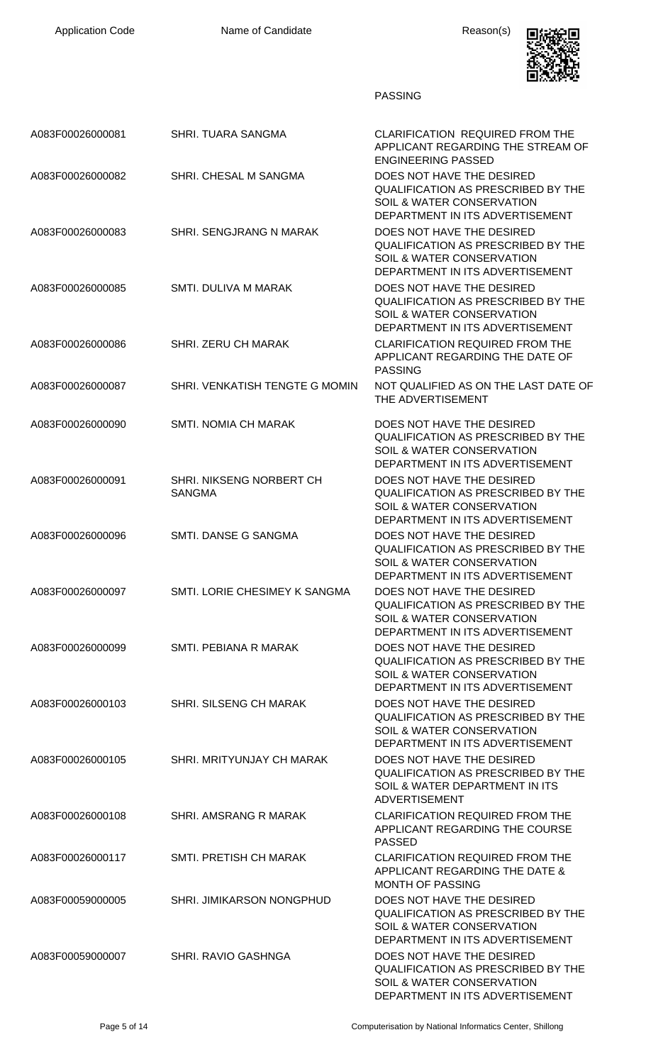| Application Code | Name of Candidate | Reason(s) |
| --- | --- | --- |
| | | PASSING |
| A083F00026000081 | SHRI. TUARA SANGMA | CLARIFICATION REQUIRED FROM THE APPLICANT REGARDING THE STREAM OF ENGINEERING PASSED |
| A083F00026000082 | SHRI. CHESAL M SANGMA | DOES NOT HAVE THE DESIRED QUALIFICATION AS PRESCRIBED BY THE SOIL & WATER CONSERVATION DEPARTMENT IN ITS ADVERTISEMENT |
| A083F00026000083 | SHRI. SENGJRANG N MARAK | DOES NOT HAVE THE DESIRED QUALIFICATION AS PRESCRIBED BY THE SOIL & WATER CONSERVATION DEPARTMENT IN ITS ADVERTISEMENT |
| A083F00026000085 | SMTI. DULIVA M MARAK | DOES NOT HAVE THE DESIRED QUALIFICATION AS PRESCRIBED BY THE SOIL & WATER CONSERVATION DEPARTMENT IN ITS ADVERTISEMENT |
| A083F00026000086 | SHRI. ZERU CH MARAK | CLARIFICATION REQUIRED FROM THE APPLICANT REGARDING THE DATE OF PASSING |
| A083F00026000087 | SHRI. VENKATISH TENGTE G MOMIN | NOT QUALIFIED AS ON THE LAST DATE OF THE ADVERTISEMENT |
| A083F00026000090 | SMTI. NOMIA CH MARAK | DOES NOT HAVE THE DESIRED QUALIFICATION AS PRESCRIBED BY THE SOIL & WATER CONSERVATION DEPARTMENT IN ITS ADVERTISEMENT |
| A083F00026000091 | SHRI. NIKSENG NORBERT CH SANGMA | DOES NOT HAVE THE DESIRED QUALIFICATION AS PRESCRIBED BY THE SOIL & WATER CONSERVATION DEPARTMENT IN ITS ADVERTISEMENT |
| A083F00026000096 | SMTI. DANSE G SANGMA | DOES NOT HAVE THE DESIRED QUALIFICATION AS PRESCRIBED BY THE SOIL & WATER CONSERVATION DEPARTMENT IN ITS ADVERTISEMENT |
| A083F00026000097 | SMTI. LORIE CHESIMEY K SANGMA | DOES NOT HAVE THE DESIRED QUALIFICATION AS PRESCRIBED BY THE SOIL & WATER CONSERVATION DEPARTMENT IN ITS ADVERTISEMENT |
| A083F00026000099 | SMTI. PEBIANA R MARAK | DOES NOT HAVE THE DESIRED QUALIFICATION AS PRESCRIBED BY THE SOIL & WATER CONSERVATION DEPARTMENT IN ITS ADVERTISEMENT |
| A083F00026000103 | SHRI. SILSENG CH MARAK | DOES NOT HAVE THE DESIRED QUALIFICATION AS PRESCRIBED BY THE SOIL & WATER CONSERVATION DEPARTMENT IN ITS ADVERTISEMENT |
| A083F00026000105 | SHRI. MRITYUNJAY CH MARAK | DOES NOT HAVE THE DESIRED QUALIFICATION AS PRESCRIBED BY THE SOIL & WATER DEPARTMENT IN ITS ADVERTISEMENT |
| A083F00026000108 | SHRI. AMSRANG R MARAK | CLARIFICATION REQUIRED FROM THE APPLICANT REGARDING THE COURSE PASSED |
| A083F00026000117 | SMTI. PRETISH CH MARAK | CLARIFICATION REQUIRED FROM THE APPLICANT REGARDING THE DATE & MONTH OF PASSING |
| A083F00059000005 | SHRI. JIMIKARSON NONGPHUD | DOES NOT HAVE THE DESIRED QUALIFICATION AS PRESCRIBED BY THE SOIL & WATER CONSERVATION DEPARTMENT IN ITS ADVERTISEMENT |
| A083F00059000007 | SHRI. RAVIO GASHNGA | DOES NOT HAVE THE DESIRED QUALIFICATION AS PRESCRIBED BY THE SOIL & WATER CONSERVATION DEPARTMENT IN ITS ADVERTISEMENT |

Computerisation by National Informatics Center, Shillong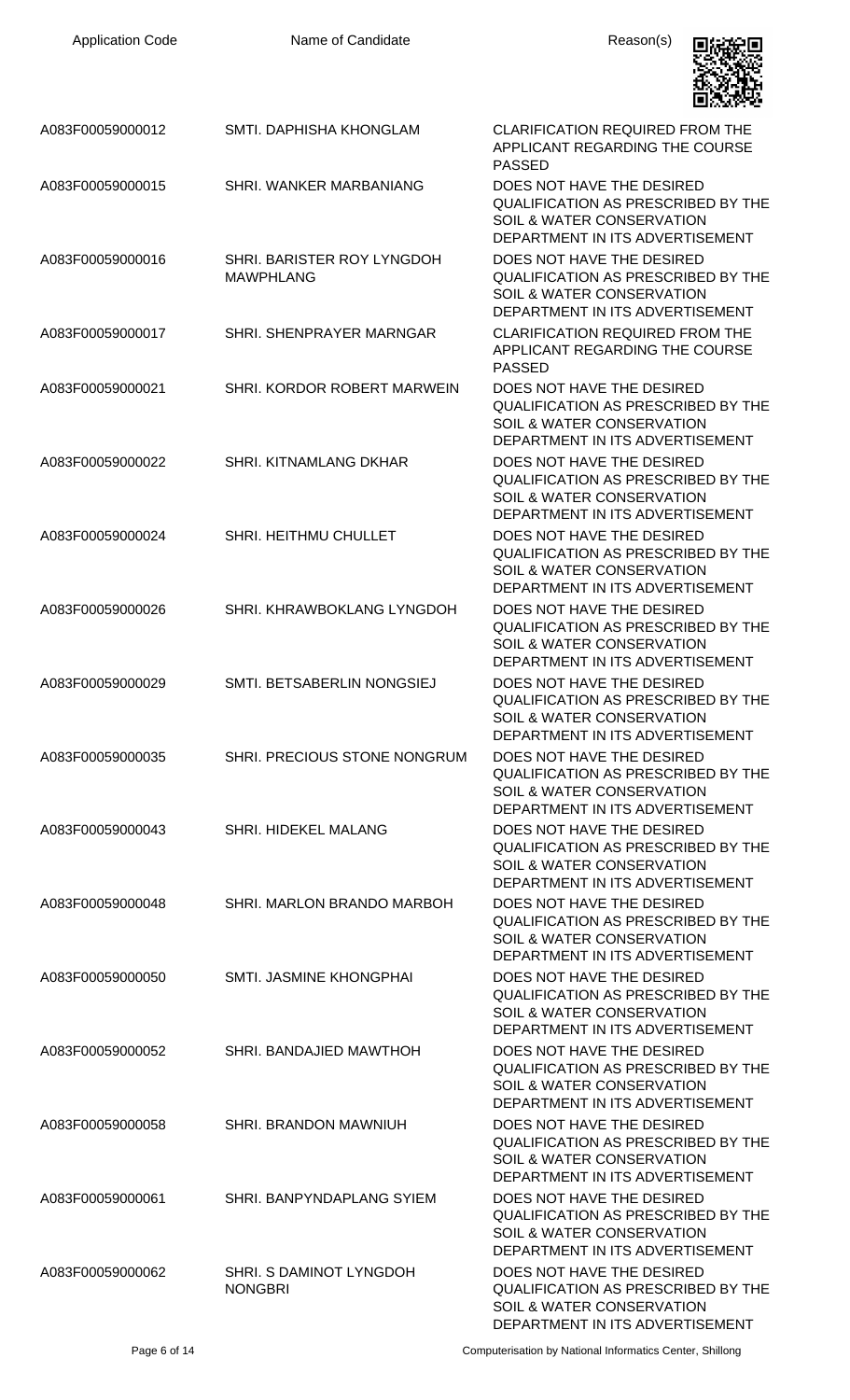| Application Code | Name of Candidate | Reason(s) |
| --- | --- | --- |
| A083F00059000012 | SMTI. DAPHISHA KHONGLAM | CLARIFICATION REQUIRED FROM THE APPLICANT REGARDING THE COURSE PASSED |
| A083F00059000015 | SHRI. WANKER MARBANIANG | DOES NOT HAVE THE DESIRED QUALIFICATION AS PRESCRIBED BY THE SOIL & WATER CONSERVATION DEPARTMENT IN ITS ADVERTISEMENT |
| A083F00059000016 | SHRI. BARISTER ROY LYNGDOH MAWPHLANG | DOES NOT HAVE THE DESIRED QUALIFICATION AS PRESCRIBED BY THE SOIL & WATER CONSERVATION DEPARTMENT IN ITS ADVERTISEMENT |
| A083F00059000017 | SHRI. SHENPRAYER MARNGAR | CLARIFICATION REQUIRED FROM THE APPLICANT REGARDING THE COURSE PASSED |
| A083F00059000021 | SHRI. KORDOR ROBERT MARWEIN | DOES NOT HAVE THE DESIRED QUALIFICATION AS PRESCRIBED BY THE SOIL & WATER CONSERVATION DEPARTMENT IN ITS ADVERTISEMENT |
| A083F00059000022 | SHRI. KITNAMLANG DKHAR | DOES NOT HAVE THE DESIRED QUALIFICATION AS PRESCRIBED BY THE SOIL & WATER CONSERVATION DEPARTMENT IN ITS ADVERTISEMENT |
| A083F00059000024 | SHRI. HEITHMU CHULLET | DOES NOT HAVE THE DESIRED QUALIFICATION AS PRESCRIBED BY THE SOIL & WATER CONSERVATION DEPARTMENT IN ITS ADVERTISEMENT |
| A083F00059000026 | SHRI. KHRAWBOKLANG LYNGDOH | DOES NOT HAVE THE DESIRED QUALIFICATION AS PRESCRIBED BY THE SOIL & WATER CONSERVATION DEPARTMENT IN ITS ADVERTISEMENT |
| A083F00059000029 | SMTI. BETSABERLIN NONGSIEJ | DOES NOT HAVE THE DESIRED QUALIFICATION AS PRESCRIBED BY THE SOIL & WATER CONSERVATION DEPARTMENT IN ITS ADVERTISEMENT |
| A083F00059000035 | SHRI. PRECIOUS STONE NONGRUM | DOES NOT HAVE THE DESIRED QUALIFICATION AS PRESCRIBED BY THE SOIL & WATER CONSERVATION DEPARTMENT IN ITS ADVERTISEMENT |
| A083F00059000043 | SHRI. HIDEKEL MALANG | DOES NOT HAVE THE DESIRED QUALIFICATION AS PRESCRIBED BY THE SOIL & WATER CONSERVATION DEPARTMENT IN ITS ADVERTISEMENT |
| A083F00059000048 | SHRI. MARLON BRANDO MARBOH | DOES NOT HAVE THE DESIRED QUALIFICATION AS PRESCRIBED BY THE SOIL & WATER CONSERVATION DEPARTMENT IN ITS ADVERTISEMENT |
| A083F00059000050 | SMTI. JASMINE KHONGPHAI | DOES NOT HAVE THE DESIRED QUALIFICATION AS PRESCRIBED BY THE SOIL & WATER CONSERVATION DEPARTMENT IN ITS ADVERTISEMENT |
| A083F00059000052 | SHRI. BANDAJIED MAWTHOH | DOES NOT HAVE THE DESIRED QUALIFICATION AS PRESCRIBED BY THE SOIL & WATER CONSERVATION DEPARTMENT IN ITS ADVERTISEMENT |
| A083F00059000058 | SHRI. BRANDON MAWNIUH | DOES NOT HAVE THE DESIRED QUALIFICATION AS PRESCRIBED BY THE SOIL & WATER CONSERVATION DEPARTMENT IN ITS ADVERTISEMENT |
| A083F00059000061 | SHRI. BANPYNDAPLANG SYIEM | DOES NOT HAVE THE DESIRED QUALIFICATION AS PRESCRIBED BY THE SOIL & WATER CONSERVATION DEPARTMENT IN ITS ADVERTISEMENT |
| A083F00059000062 | SHRI. S DAMINOT LYNGDOH NONGBRI | DOES NOT HAVE THE DESIRED QUALIFICATION AS PRESCRIBED BY THE SOIL & WATER CONSERVATION DEPARTMENT IN ITS ADVERTISEMENT |

Computerisation by National Informatics Center, Shillong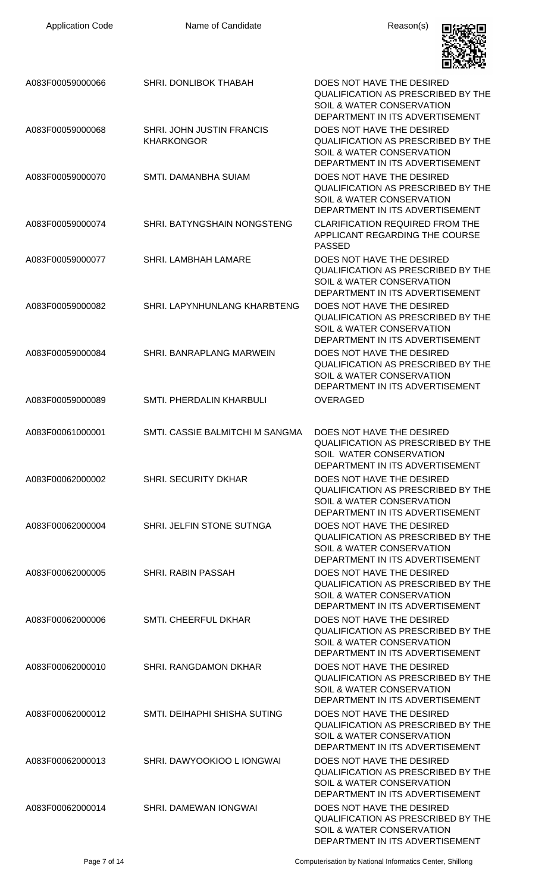| Application Code | Name of Candidate | Reason(s) |
|---|---|---|
| A083F00059000066 | SHRI. DONLIBOK THABAH | DOES NOT HAVE THE DESIRED QUALIFICATION AS PRESCRIBED BY THE SOIL & WATER CONSERVATION DEPARTMENT IN ITS ADVERTISEMENT |
| A083F00059000068 | SHRI. JOHN JUSTIN FRANCIS KHARKONGOR | DOES NOT HAVE THE DESIRED QUALIFICATION AS PRESCRIBED BY THE SOIL & WATER CONSERVATION DEPARTMENT IN ITS ADVERTISEMENT |
| A083F00059000070 | SMTI. DAMANBHA SUIAM | DOES NOT HAVE THE DESIRED QUALIFICATION AS PRESCRIBED BY THE SOIL & WATER CONSERVATION DEPARTMENT IN ITS ADVERTISEMENT |
| A083F00059000074 | SHRI. BATYNGSHAIN NONGSTENG | CLARIFICATION REQUIRED FROM THE APPLICANT REGARDING THE COURSE PASSED |
| A083F00059000077 | SHRI. LAMBHAH LAMARE | DOES NOT HAVE THE DESIRED QUALIFICATION AS PRESCRIBED BY THE SOIL & WATER CONSERVATION DEPARTMENT IN ITS ADVERTISEMENT |
| A083F00059000082 | SHRI. LAPYNHUNLANG KHARBTENG | DOES NOT HAVE THE DESIRED QUALIFICATION AS PRESCRIBED BY THE SOIL & WATER CONSERVATION DEPARTMENT IN ITS ADVERTISEMENT |
| A083F00059000084 | SHRI. BANRAPLANG MARWEIN | DOES NOT HAVE THE DESIRED QUALIFICATION AS PRESCRIBED BY THE SOIL & WATER CONSERVATION DEPARTMENT IN ITS ADVERTISEMENT |
| A083F00059000089 | SMTI. PHERDALIN KHARBULI | OVERAGED |
| A083F00061000001 | SMTI. CASSIE BALMITCHI M SANGMA | DOES NOT HAVE THE DESIRED QUALIFICATION AS PRESCRIBED BY THE SOIL WATER CONSERVATION DEPARTMENT IN ITS ADVERTISEMENT |
| A083F00062000002 | SHRI. SECURITY DKHAR | DOES NOT HAVE THE DESIRED QUALIFICATION AS PRESCRIBED BY THE SOIL & WATER CONSERVATION DEPARTMENT IN ITS ADVERTISEMENT |
| A083F00062000004 | SHRI. JELFIN STONE SUTNGA | DOES NOT HAVE THE DESIRED QUALIFICATION AS PRESCRIBED BY THE SOIL & WATER CONSERVATION DEPARTMENT IN ITS ADVERTISEMENT |
| A083F00062000005 | SHRI. RABIN PASSAH | DOES NOT HAVE THE DESIRED QUALIFICATION AS PRESCRIBED BY THE SOIL & WATER CONSERVATION DEPARTMENT IN ITS ADVERTISEMENT |
| A083F00062000006 | SMTI. CHEERFUL DKHAR | DOES NOT HAVE THE DESIRED QUALIFICATION AS PRESCRIBED BY THE SOIL & WATER CONSERVATION DEPARTMENT IN ITS ADVERTISEMENT |
| A083F00062000010 | SHRI. RANGDAMON DKHAR | DOES NOT HAVE THE DESIRED QUALIFICATION AS PRESCRIBED BY THE SOIL & WATER CONSERVATION DEPARTMENT IN ITS ADVERTISEMENT |
| A083F00062000012 | SMTI. DEIHAPHI SHISHA SUTING | DOES NOT HAVE THE DESIRED QUALIFICATION AS PRESCRIBED BY THE SOIL & WATER CONSERVATION DEPARTMENT IN ITS ADVERTISEMENT |
| A083F00062000013 | SHRI. DAWYOOKIOO L IONGWAI | DOES NOT HAVE THE DESIRED QUALIFICATION AS PRESCRIBED BY THE SOIL & WATER CONSERVATION DEPARTMENT IN ITS ADVERTISEMENT |
| A083F00062000014 | SHRI. DAMEWAN IONGWAI | DOES NOT HAVE THE DESIRED QUALIFICATION AS PRESCRIBED BY THE SOIL & WATER CONSERVATION DEPARTMENT IN ITS ADVERTISEMENT |

Computerisation by National Informatics Center, Shillong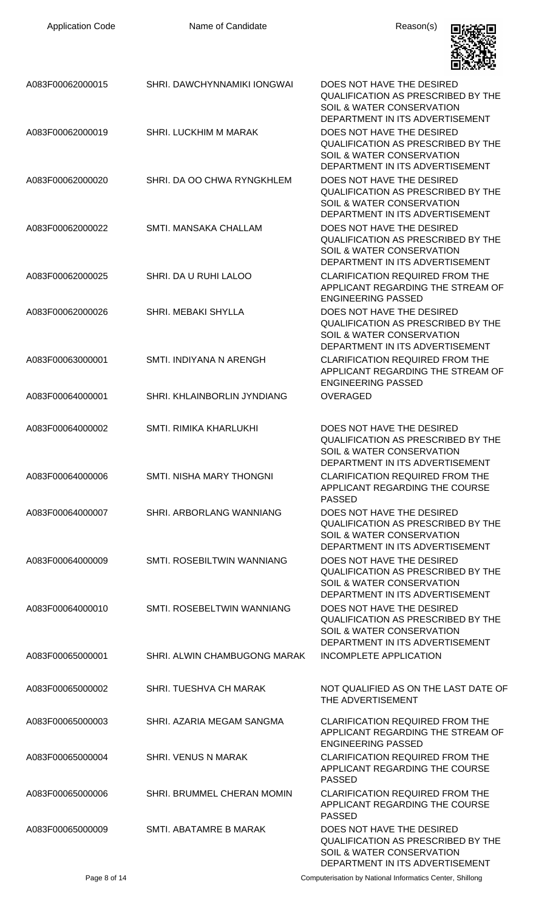| Application Code | Name of Candidate | Reason(s) |
| --- | --- | --- |
| A083F00062000015 | SHRI. DAWCHYNNAMIKI IONGWAI | DOES NOT HAVE THE DESIRED QUALIFICATION AS PRESCRIBED BY THE SOIL & WATER CONSERVATION DEPARTMENT IN ITS ADVERTISEMENT |
| A083F00062000019 | SHRI. LUCKHIM M MARAK | DOES NOT HAVE THE DESIRED QUALIFICATION AS PRESCRIBED BY THE SOIL & WATER CONSERVATION DEPARTMENT IN ITS ADVERTISEMENT |
| A083F00062000020 | SHRI. DA OO CHWA RYNGKHLEM | DOES NOT HAVE THE DESIRED QUALIFICATION AS PRESCRIBED BY THE SOIL & WATER CONSERVATION DEPARTMENT IN ITS ADVERTISEMENT |
| A083F00062000022 | SMTI. MANSAKA CHALLAM | DOES NOT HAVE THE DESIRED QUALIFICATION AS PRESCRIBED BY THE SOIL & WATER CONSERVATION DEPARTMENT IN ITS ADVERTISEMENT |
| A083F00062000025 | SHRI. DA U RUHI LALOO | CLARIFICATION REQUIRED FROM THE APPLICANT REGARDING THE STREAM OF ENGINEERING PASSED |
| A083F00062000026 | SHRI. MEBAKI SHYLLA | DOES NOT HAVE THE DESIRED QUALIFICATION AS PRESCRIBED BY THE SOIL & WATER CONSERVATION DEPARTMENT IN ITS ADVERTISEMENT |
| A083F00063000001 | SMTI. INDIYANA N ARENGH | CLARIFICATION REQUIRED FROM THE APPLICANT REGARDING THE STREAM OF ENGINEERING PASSED |
| A083F00064000001 | SHRI. KHLAINBORLIN JYNDIANG | OVERAGED |
| A083F00064000002 | SMTI. RIMIKA KHARLUKHI | DOES NOT HAVE THE DESIRED QUALIFICATION AS PRESCRIBED BY THE SOIL & WATER CONSERVATION DEPARTMENT IN ITS ADVERTISEMENT |
| A083F00064000006 | SMTI. NISHA MARY THONGNI | CLARIFICATION REQUIRED FROM THE APPLICANT REGARDING THE COURSE PASSED |
| A083F00064000007 | SHRI. ARBORLANG WANNIANG | DOES NOT HAVE THE DESIRED QUALIFICATION AS PRESCRIBED BY THE SOIL & WATER CONSERVATION DEPARTMENT IN ITS ADVERTISEMENT |
| A083F00064000009 | SMTI. ROSEBILTWIN WANNIANG | DOES NOT HAVE THE DESIRED QUALIFICATION AS PRESCRIBED BY THE SOIL & WATER CONSERVATION DEPARTMENT IN ITS ADVERTISEMENT |
| A083F00064000010 | SMTI. ROSEBELTWIN WANNIANG | DOES NOT HAVE THE DESIRED QUALIFICATION AS PRESCRIBED BY THE SOIL & WATER CONSERVATION DEPARTMENT IN ITS ADVERTISEMENT |
| A083F00065000001 | SHRI. ALWIN CHAMBUGONG MARAK | INCOMPLETE APPLICATION |
| A083F00065000002 | SHRI. TUESHVA CH MARAK | NOT QUALIFIED AS ON THE LAST DATE OF THE ADVERTISEMENT |
| A083F00065000003 | SHRI. AZARIA MEGAM SANGMA | CLARIFICATION REQUIRED FROM THE APPLICANT REGARDING THE STREAM OF ENGINEERING PASSED |
| A083F00065000004 | SHRI. VENUS N MARAK | CLARIFICATION REQUIRED FROM THE APPLICANT REGARDING THE COURSE PASSED |
| A083F00065000006 | SHRI. BRUMMEL CHERAN MOMIN | CLARIFICATION REQUIRED FROM THE APPLICANT REGARDING THE COURSE PASSED |
| A083F00065000009 | SMTI. ABATAMRE B MARAK | DOES NOT HAVE THE DESIRED QUALIFICATION AS PRESCRIBED BY THE SOIL & WATER CONSERVATION DEPARTMENT IN ITS ADVERTISEMENT |

Computerisation by National Informatics Center, Shillong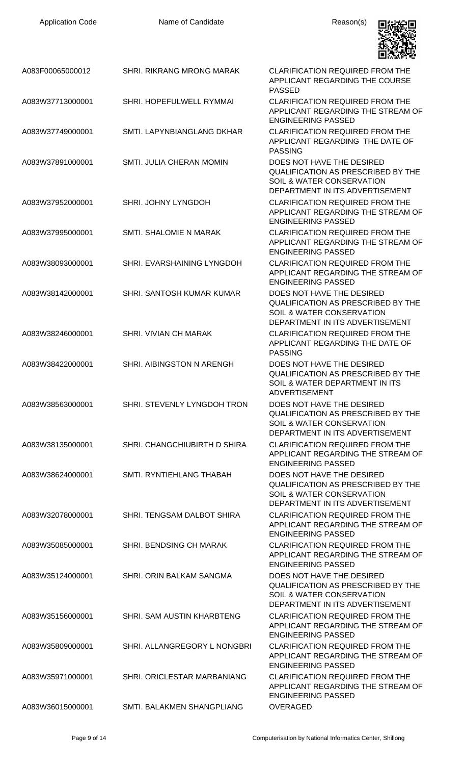| Application Code | Name of Candidate | Reason(s) |
|---|---|---|
| A083F00065000012 | SHRI. RIKRANG MRONG MARAK | CLARIFICATION REQUIRED FROM THE APPLICANT REGARDING THE COURSE PASSED |
| A083W37713000001 | SHRI. HOPEFULWELL RYMMAI | CLARIFICATION REQUIRED FROM THE APPLICANT REGARDING THE STREAM OF ENGINEERING PASSED |
| A083W37749000001 | SMTI. LAPYNBIANGLANG DKHAR | CLARIFICATION REQUIRED FROM THE APPLICANT REGARDING THE DATE OF PASSING |
| A083W37891000001 | SMTI. JULIA CHERAN MOMIN | DOES NOT HAVE THE DESIRED QUALIFICATION AS PRESCRIBED BY THE SOIL & WATER CONSERVATION DEPARTMENT IN ITS ADVERTISEMENT |
| A083W37952000001 | SHRI. JOHNY LYNGDOH | CLARIFICATION REQUIRED FROM THE APPLICANT REGARDING THE STREAM OF ENGINEERING PASSED |
| A083W37995000001 | SMTI. SHALOMIE N MARAK | CLARIFICATION REQUIRED FROM THE APPLICANT REGARDING THE STREAM OF ENGINEERING PASSED |
| A083W38093000001 | SHRI. EVARSHAINING LYNGDOH | CLARIFICATION REQUIRED FROM THE APPLICANT REGARDING THE STREAM OF ENGINEERING PASSED |
| A083W38142000001 | SHRI. SANTOSH KUMAR KUMAR | DOES NOT HAVE THE DESIRED QUALIFICATION AS PRESCRIBED BY THE SOIL & WATER CONSERVATION DEPARTMENT IN ITS ADVERTISEMENT |
| A083W38246000001 | SHRI. VIVIAN CH MARAK | CLARIFICATION REQUIRED FROM THE APPLICANT REGARDING THE DATE OF PASSING |
| A083W38422000001 | SHRI. AIBINGSTON N ARENGH | DOES NOT HAVE THE DESIRED QUALIFICATION AS PRESCRIBED BY THE SOIL & WATER DEPARTMENT IN ITS ADVERTISEMENT |
| A083W38563000001 | SHRI. STEVENLY LYNGDOH TRON | DOES NOT HAVE THE DESIRED QUALIFICATION AS PRESCRIBED BY THE SOIL & WATER CONSERVATION DEPARTMENT IN ITS ADVERTISEMENT |
| A083W38135000001 | SHRI. CHANGCHIUBIRTH D SHIRA | CLARIFICATION REQUIRED FROM THE APPLICANT REGARDING THE STREAM OF ENGINEERING PASSED |
| A083W38624000001 | SMTI. RYNTIEHLANG THABAH | DOES NOT HAVE THE DESIRED QUALIFICATION AS PRESCRIBED BY THE SOIL & WATER CONSERVATION DEPARTMENT IN ITS ADVERTISEMENT |
| A083W32078000001 | SHRI. TENGSAM DALBOT SHIRA | CLARIFICATION REQUIRED FROM THE APPLICANT REGARDING THE STREAM OF ENGINEERING PASSED |
| A083W35085000001 | SHRI. BENDSING CH MARAK | CLARIFICATION REQUIRED FROM THE APPLICANT REGARDING THE STREAM OF ENGINEERING PASSED |
| A083W35124000001 | SHRI. ORIN BALKAM SANGMA | DOES NOT HAVE THE DESIRED QUALIFICATION AS PRESCRIBED BY THE SOIL & WATER CONSERVATION DEPARTMENT IN ITS ADVERTISEMENT |
| A083W35156000001 | SHRI. SAM AUSTIN KHARBTENG | CLARIFICATION REQUIRED FROM THE APPLICANT REGARDING THE STREAM OF ENGINEERING PASSED |
| A083W35809000001 | SHRI. ALLANGREGORY L NONGBRI | CLARIFICATION REQUIRED FROM THE APPLICANT REGARDING THE STREAM OF ENGINEERING PASSED |
| A083W35971000001 | SHRI. ORICLESTAR MARBANIANG | CLARIFICATION REQUIRED FROM THE APPLICANT REGARDING THE STREAM OF ENGINEERING PASSED |
| A083W36015000001 | SMTI. BALAKMEN SHANGPLIANG | OVERAGED |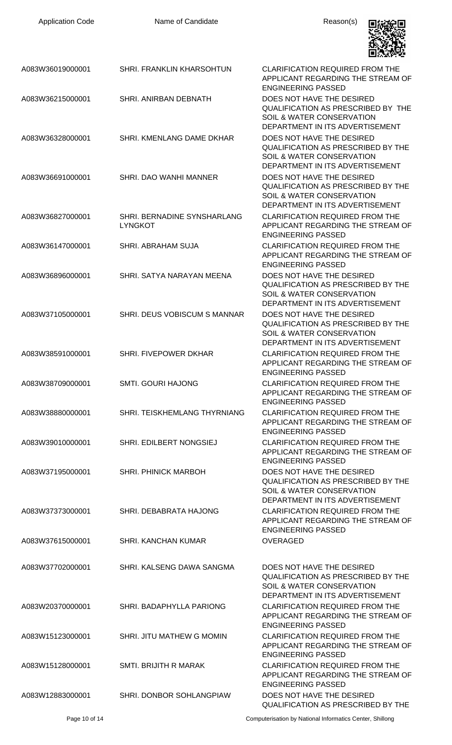| Application Code | Name of Candidate | Reason(s) |
| --- | --- | --- |
| A083W36019000001 | SHRI. FRANKLIN KHARSOHTUN | CLARIFICATION REQUIRED FROM THE APPLICANT REGARDING THE STREAM OF ENGINEERING PASSED |
| A083W36215000001 | SHRI. ANIRBAN DEBNATH | DOES NOT HAVE THE DESIRED QUALIFICATION AS PRESCRIBED BY THE SOIL & WATER CONSERVATION DEPARTMENT IN ITS ADVERTISEMENT |
| A083W36328000001 | SHRI. KMENLANG DAME DKHAR | DOES NOT HAVE THE DESIRED QUALIFICATION AS PRESCRIBED BY THE SOIL & WATER CONSERVATION DEPARTMENT IN ITS ADVERTISEMENT |
| A083W36691000001 | SHRI. DAO WANHI MANNER | DOES NOT HAVE THE DESIRED QUALIFICATION AS PRESCRIBED BY THE SOIL & WATER CONSERVATION DEPARTMENT IN ITS ADVERTISEMENT |
| A083W36827000001 | SHRI. BERNADINE SYNSHARLANG LYNGKOT | CLARIFICATION REQUIRED FROM THE APPLICANT REGARDING THE STREAM OF ENGINEERING PASSED |
| A083W36147000001 | SHRI. ABRAHAM SUJA | CLARIFICATION REQUIRED FROM THE APPLICANT REGARDING THE STREAM OF ENGINEERING PASSED |
| A083W36896000001 | SHRI. SATYA NARAYAN MEENA | DOES NOT HAVE THE DESIRED QUALIFICATION AS PRESCRIBED BY THE SOIL & WATER CONSERVATION DEPARTMENT IN ITS ADVERTISEMENT |
| A083W37105000001 | SHRI. DEUS VOBISCUM S MANNAR | DOES NOT HAVE THE DESIRED QUALIFICATION AS PRESCRIBED BY THE SOIL & WATER CONSERVATION DEPARTMENT IN ITS ADVERTISEMENT |
| A083W38591000001 | SHRI. FIVEPOWER DKHAR | CLARIFICATION REQUIRED FROM THE APPLICANT REGARDING THE STREAM OF ENGINEERING PASSED |
| A083W38709000001 | SMTI. GOURI HAJONG | CLARIFICATION REQUIRED FROM THE APPLICANT REGARDING THE STREAM OF ENGINEERING PASSED |
| A083W38880000001 | SHRI. TEISKHEMLANG THYRNIANG | CLARIFICATION REQUIRED FROM THE APPLICANT REGARDING THE STREAM OF ENGINEERING PASSED |
| A083W39010000001 | SHRI. EDILBERT NONGSIEJ | CLARIFICATION REQUIRED FROM THE APPLICANT REGARDING THE STREAM OF ENGINEERING PASSED |
| A083W37195000001 | SHRI. PHINICK MARBOH | DOES NOT HAVE THE DESIRED QUALIFICATION AS PRESCRIBED BY THE SOIL & WATER CONSERVATION DEPARTMENT IN ITS ADVERTISEMENT |
| A083W37373000001 | SHRI. DEBABRATA HAJONG | CLARIFICATION REQUIRED FROM THE APPLICANT REGARDING THE STREAM OF ENGINEERING PASSED |
| A083W37615000001 | SHRI. KANCHAN KUMAR | OVERAGED |
| A083W37702000001 | SHRI. KALSENG DAWA SANGMA | DOES NOT HAVE THE DESIRED QUALIFICATION AS PRESCRIBED BY THE SOIL & WATER CONSERVATION DEPARTMENT IN ITS ADVERTISEMENT |
| A083W20370000001 | SHRI. BADAPHYLLA PARIONG | CLARIFICATION REQUIRED FROM THE APPLICANT REGARDING THE STREAM OF ENGINEERING PASSED |
| A083W15123000001 | SHRI. JITU MATHEW G MOMIN | CLARIFICATION REQUIRED FROM THE APPLICANT REGARDING THE STREAM OF ENGINEERING PASSED |
| A083W15128000001 | SMTI. BRIJITH R MARAK | CLARIFICATION REQUIRED FROM THE APPLICANT REGARDING THE STREAM OF ENGINEERING PASSED |
| A083W12883000001 | SHRI. DONBOR SOHLANGPIAW | DOES NOT HAVE THE DESIRED QUALIFICATION AS PRESCRIBED BY THE |

Computerisation by National Informatics Center, Shillong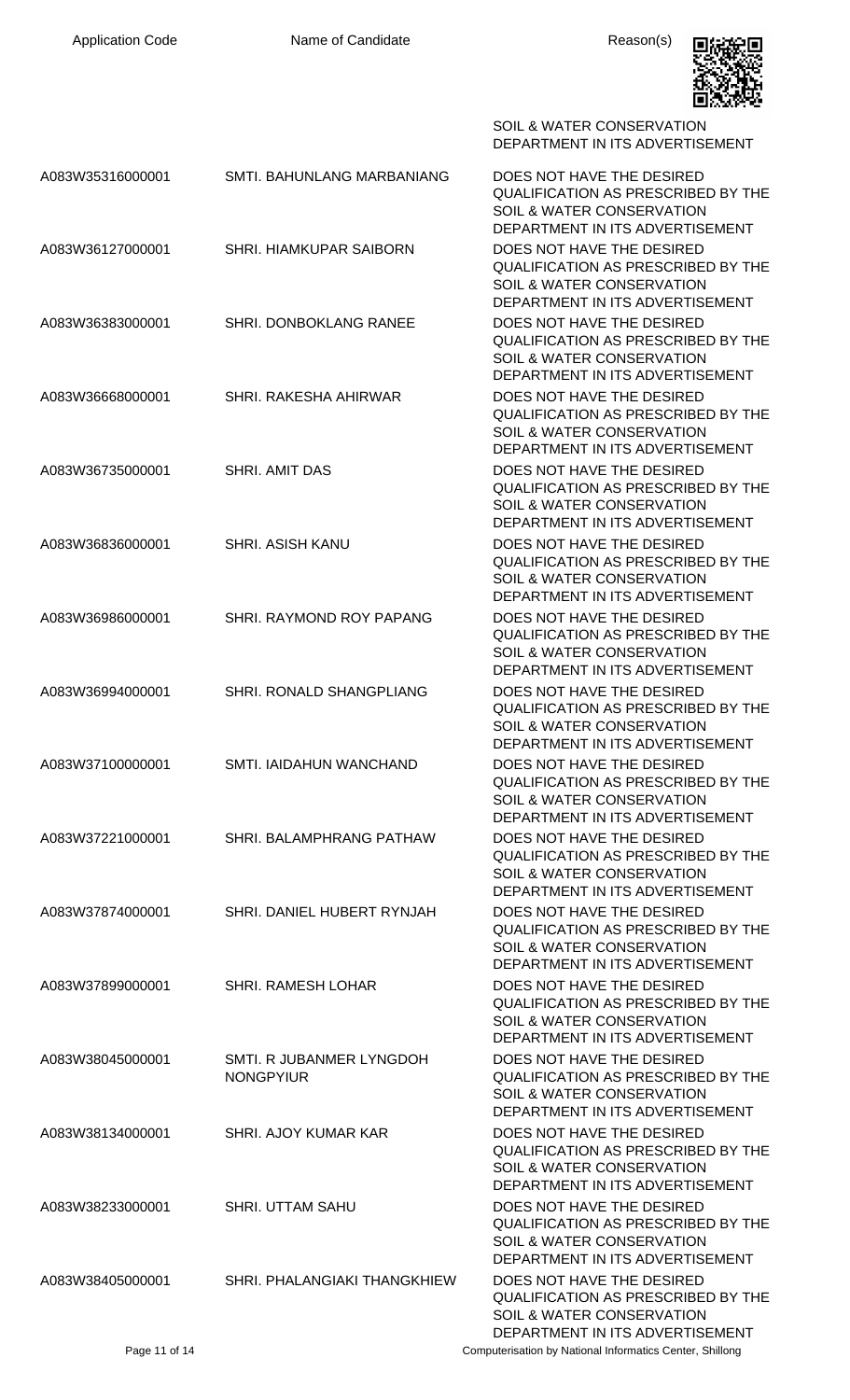| Application Code | Name of Candidate | Reason(s) |
|---|---|---|
| | | SOIL & WATER CONSERVATION DEPARTMENT IN ITS ADVERTISEMENT |
| A083W35316000001 | SMTI. BAHUNLANG MARBANIANG | DOES NOT HAVE THE DESIRED QUALIFICATION AS PRESCRIBED BY THE SOIL & WATER CONSERVATION DEPARTMENT IN ITS ADVERTISEMENT |
| A083W36127000001 | SHRI. HIAMKUPAR SAIBORN | DOES NOT HAVE THE DESIRED QUALIFICATION AS PRESCRIBED BY THE SOIL & WATER CONSERVATION DEPARTMENT IN ITS ADVERTISEMENT |
| A083W36383000001 | SHRI. DONBOKLANG RANEE | DOES NOT HAVE THE DESIRED QUALIFICATION AS PRESCRIBED BY THE SOIL & WATER CONSERVATION DEPARTMENT IN ITS ADVERTISEMENT |
| A083W36668000001 | SHRI. RAKESHA AHIRWAR | DOES NOT HAVE THE DESIRED QUALIFICATION AS PRESCRIBED BY THE SOIL & WATER CONSERVATION DEPARTMENT IN ITS ADVERTISEMENT |
| A083W36735000001 | SHRI. AMIT DAS | DOES NOT HAVE THE DESIRED QUALIFICATION AS PRESCRIBED BY THE SOIL & WATER CONSERVATION DEPARTMENT IN ITS ADVERTISEMENT |
| A083W36836000001 | SHRI. ASISH KANU | DOES NOT HAVE THE DESIRED QUALIFICATION AS PRESCRIBED BY THE SOIL & WATER CONSERVATION DEPARTMENT IN ITS ADVERTISEMENT |
| A083W36986000001 | SHRI. RAYMOND ROY PAPANG | DOES NOT HAVE THE DESIRED QUALIFICATION AS PRESCRIBED BY THE SOIL & WATER CONSERVATION DEPARTMENT IN ITS ADVERTISEMENT |
| A083W36994000001 | SHRI. RONALD SHANGPLIANG | DOES NOT HAVE THE DESIRED QUALIFICATION AS PRESCRIBED BY THE SOIL & WATER CONSERVATION DEPARTMENT IN ITS ADVERTISEMENT |
| A083W37100000001 | SMTI. IAIDAHUN WANCHAND | DOES NOT HAVE THE DESIRED QUALIFICATION AS PRESCRIBED BY THE SOIL & WATER CONSERVATION DEPARTMENT IN ITS ADVERTISEMENT |
| A083W37221000001 | SHRI. BALAMPHRANG PATHAW | DOES NOT HAVE THE DESIRED QUALIFICATION AS PRESCRIBED BY THE SOIL & WATER CONSERVATION DEPARTMENT IN ITS ADVERTISEMENT |
| A083W37874000001 | SHRI. DANIEL HUBERT RYNJAH | DOES NOT HAVE THE DESIRED QUALIFICATION AS PRESCRIBED BY THE SOIL & WATER CONSERVATION DEPARTMENT IN ITS ADVERTISEMENT |
| A083W37899000001 | SHRI. RAMESH LOHAR | DOES NOT HAVE THE DESIRED QUALIFICATION AS PRESCRIBED BY THE SOIL & WATER CONSERVATION DEPARTMENT IN ITS ADVERTISEMENT |
| A083W38045000001 | SMTI. R JUBANMER LYNGDOH NONGPYIUR | DOES NOT HAVE THE DESIRED QUALIFICATION AS PRESCRIBED BY THE SOIL & WATER CONSERVATION DEPARTMENT IN ITS ADVERTISEMENT |
| A083W38134000001 | SHRI. AJOY KUMAR KAR | DOES NOT HAVE THE DESIRED QUALIFICATION AS PRESCRIBED BY THE SOIL & WATER CONSERVATION DEPARTMENT IN ITS ADVERTISEMENT |
| A083W38233000001 | SHRI. UTTAM SAHU | DOES NOT HAVE THE DESIRED QUALIFICATION AS PRESCRIBED BY THE SOIL & WATER CONSERVATION DEPARTMENT IN ITS ADVERTISEMENT |
| A083W38405000001 | SHRI. PHALANGIAKI THANGKHIEW | DOES NOT HAVE THE DESIRED QUALIFICATION AS PRESCRIBED BY THE SOIL & WATER CONSERVATION DEPARTMENT IN ITS ADVERTISEMENT |

Computerisation by National Informatics Center, Shillong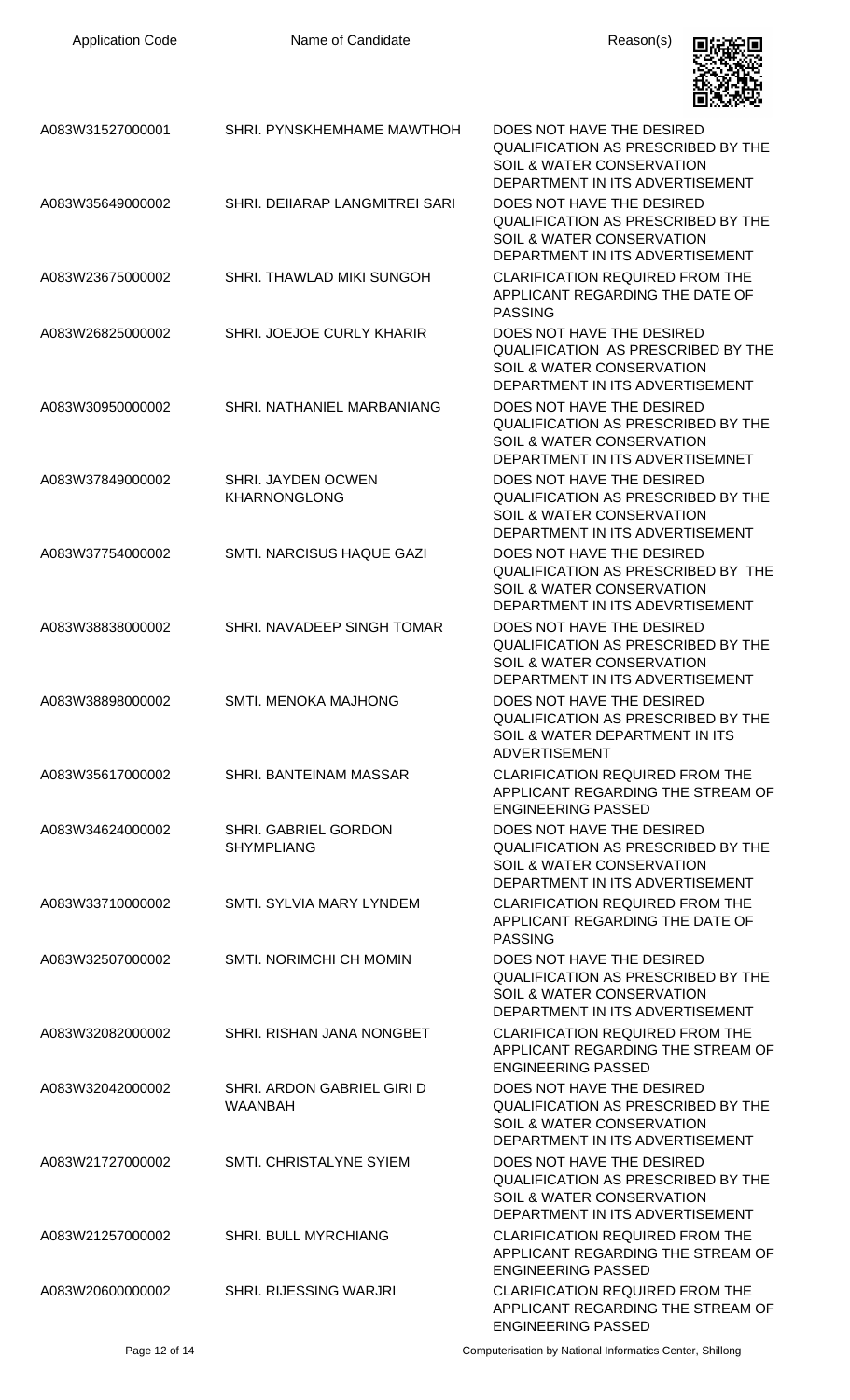| Application Code | Name of Candidate | Reason(s) |
|---|---|---|
| A083W31527000001 | SHRI. PYNSKHEMHAME MAWTHOH | DOES NOT HAVE THE DESIRED QUALIFICATION AS PRESCRIBED BY THE SOIL & WATER CONSERVATION DEPARTMENT IN ITS ADVERTISEMENT |
| A083W35649000002 | SHRI. DEIIARAP LANGMITREI SARI | DOES NOT HAVE THE DESIRED QUALIFICATION AS PRESCRIBED BY THE SOIL & WATER CONSERVATION DEPARTMENT IN ITS ADVERTISEMENT |
| A083W23675000002 | SHRI. THAWLAD MIKI SUNGOH | CLARIFICATION REQUIRED FROM THE APPLICANT REGARDING THE DATE OF PASSING |
| A083W26825000002 | SHRI. JOEJOE CURLY KHARIR | DOES NOT HAVE THE DESIRED QUALIFICATION AS PRESCRIBED BY THE SOIL & WATER CONSERVATION DEPARTMENT IN ITS ADVERTISEMENT |
| A083W30950000002 | SHRI. NATHANIEL MARBANIANG | DOES NOT HAVE THE DESIRED QUALIFICATION AS PRESCRIBED BY THE SOIL & WATER CONSERVATION DEPARTMENT IN ITS ADVERTISEMNET |
| A083W37849000002 | SHRI. JAYDEN OCWEN KHARNONGLONG | DOES NOT HAVE THE DESIRED QUALIFICATION AS PRESCRIBED BY THE SOIL & WATER CONSERVATION DEPARTMENT IN ITS ADVERTISEMENT |
| A083W37754000002 | SMTI. NARCISUS HAQUE GAZI | DOES NOT HAVE THE DESIRED QUALIFICATION AS PRESCRIBED BY THE SOIL & WATER CONSERVATION DEPARTMENT IN ITS ADEVRTISEMENT |
| A083W38838000002 | SHRI. NAVADEEP SINGH TOMAR | DOES NOT HAVE THE DESIRED QUALIFICATION AS PRESCRIBED BY THE SOIL & WATER CONSERVATION DEPARTMENT IN ITS ADVERTISEMENT |
| A083W38898000002 | SMTI. MENOKA MAJHONG | DOES NOT HAVE THE DESIRED QUALIFICATION AS PRESCRIBED BY THE SOIL & WATER DEPARTMENT IN ITS ADVERTISEMENT |
| A083W35617000002 | SHRI. BANTEINAM MASSAR | CLARIFICATION REQUIRED FROM THE APPLICANT REGARDING THE STREAM OF ENGINEERING PASSED |
| A083W34624000002 | SHRI. GABRIEL GORDON SHYMPLIANG | DOES NOT HAVE THE DESIRED QUALIFICATION AS PRESCRIBED BY THE SOIL & WATER CONSERVATION DEPARTMENT IN ITS ADVERTISEMENT |
| A083W33710000002 | SMTI. SYLVIA MARY LYNDEM | CLARIFICATION REQUIRED FROM THE APPLICANT REGARDING THE DATE OF PASSING |
| A083W32507000002 | SMTI. NORIMCHI CH MOMIN | DOES NOT HAVE THE DESIRED QUALIFICATION AS PRESCRIBED BY THE SOIL & WATER CONSERVATION DEPARTMENT IN ITS ADVERTISEMENT |
| A083W32082000002 | SHRI. RISHAN JANA NONGBET | CLARIFICATION REQUIRED FROM THE APPLICANT REGARDING THE STREAM OF ENGINEERING PASSED |
| A083W32042000002 | SHRI. ARDON GABRIEL GIRI D WAANBAH | DOES NOT HAVE THE DESIRED QUALIFICATION AS PRESCRIBED BY THE SOIL & WATER CONSERVATION DEPARTMENT IN ITS ADVERTISEMENT |
| A083W21727000002 | SMTI. CHRISTALYNE SYIEM | DOES NOT HAVE THE DESIRED QUALIFICATION AS PRESCRIBED BY THE SOIL & WATER CONSERVATION DEPARTMENT IN ITS ADVERTISEMENT |
| A083W21257000002 | SHRI. BULL MYRCHIANG | CLARIFICATION REQUIRED FROM THE APPLICANT REGARDING THE STREAM OF ENGINEERING PASSED |
| A083W20600000002 | SHRI. RIJESSING WARJRI | CLARIFICATION REQUIRED FROM THE APPLICANT REGARDING THE STREAM OF ENGINEERING PASSED |

Computerisation by National Informatics Center, Shillong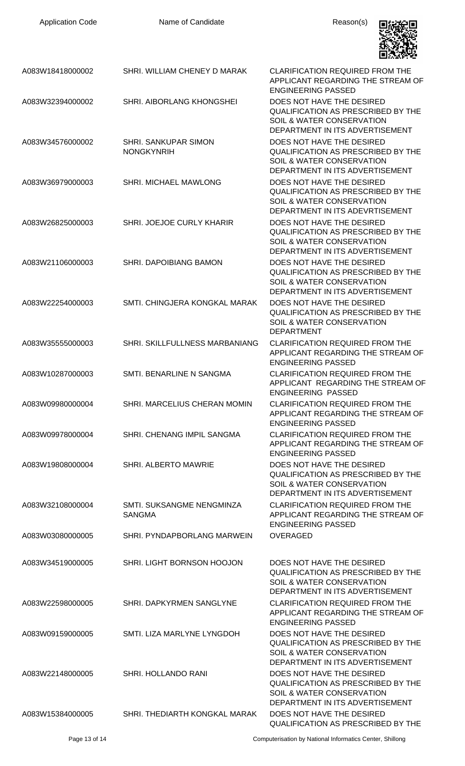| Application Code | Name of Candidate | Reason(s) |
|---|---|---|
| A083W18418000002 | SHRI. WILLIAM CHENEY D MARAK | CLARIFICATION REQUIRED FROM THE APPLICANT REGARDING THE STREAM OF ENGINEERING PASSED |
| A083W32394000002 | SHRI. AIBORLANG KHONGSHEI | DOES NOT HAVE THE DESIRED QUALIFICATION AS PRESCRIBED BY THE SOIL & WATER CONSERVATION DEPARTMENT IN ITS ADVERTISEMENT |
| A083W34576000002 | SHRI. SANKUPAR SIMON NONGKYNRIH | DOES NOT HAVE THE DESIRED QUALIFICATION AS PRESCRIBED BY THE SOIL & WATER CONSERVATION DEPARTMENT IN ITS ADVERTISEMENT |
| A083W36979000003 | SHRI. MICHAEL MAWLONG | DOES NOT HAVE THE DESIRED QUALIFICATION AS PRESCRIBED BY THE SOIL & WATER CONSERVATION DEPARTMENT IN ITS ADEVRTISEMENT |
| A083W26825000003 | SHRI. JOEJOE CURLY KHARIR | DOES NOT HAVE THE DESIRED QUALIFICATION AS PRESCRIBED BY THE SOIL & WATER CONSERVATION DEPARTMENT IN ITS ADVERTISEMENT |
| A083W21106000003 | SHRI. DAPOIBIANG BAMON | DOES NOT HAVE THE DESIRED QUALIFICATION AS PRESCRIBED BY THE SOIL & WATER CONSERVATION DEPARTMENT IN ITS ADVERTISEMENT |
| A083W22254000003 | SMTI. CHINGJERA KONGKAL MARAK | DOES NOT HAVE THE DESIRED QUALIFICATION AS PRESCRIBED BY THE SOIL & WATER CONSERVATION DEPARTMENT |
| A083W35555000003 | SHRI. SKILLFULLNESS MARBANIANG | CLARIFICATION REQUIRED FROM THE APPLICANT REGARDING THE STREAM OF ENGINEERING PASSED |
| A083W10287000003 | SMTI. BENARLINE N SANGMA | CLARIFICATION REQUIRED FROM THE APPLICANT REGARDING THE STREAM OF ENGINEERING PASSED |
| A083W09980000004 | SHRI. MARCELIUS CHERAN MOMIN | CLARIFICATION REQUIRED FROM THE APPLICANT REGARDING THE STREAM OF ENGINEERING PASSED |
| A083W09978000004 | SHRI. CHENANG IMPIL SANGMA | CLARIFICATION REQUIRED FROM THE APPLICANT REGARDING THE STREAM OF ENGINEERING PASSED |
| A083W19808000004 | SHRI. ALBERTO MAWRIE | DOES NOT HAVE THE DESIRED QUALIFICATION AS PRESCRIBED BY THE SOIL & WATER CONSERVATION DEPARTMENT IN ITS ADVERTISEMENT |
| A083W32108000004 | SMTI. SUKSANGME NENGMINZA SANGMA | CLARIFICATION REQUIRED FROM THE APPLICANT REGARDING THE STREAM OF ENGINEERING PASSED |
| A083W03080000005 | SHRI. PYNDAPBORLANG MARWEIN | OVERAGED |
| A083W34519000005 | SHRI. LIGHT BORNSON HOOJON | DOES NOT HAVE THE DESIRED QUALIFICATION AS PRESCRIBED BY THE SOIL & WATER CONSERVATION DEPARTMENT IN ITS ADVERTISEMENT |
| A083W22598000005 | SHRI. DAPKYRMEN SANGLYNE | CLARIFICATION REQUIRED FROM THE APPLICANT REGARDING THE STREAM OF ENGINEERING PASSED |
| A083W09159000005 | SMTI. LIZA MARLYNE LYNGDOH | DOES NOT HAVE THE DESIRED QUALIFICATION AS PRESCRIBED BY THE SOIL & WATER CONSERVATION DEPARTMENT IN ITS ADVERTISEMENT |
| A083W22148000005 | SHRI. HOLLANDO RANI | DOES NOT HAVE THE DESIRED QUALIFICATION AS PRESCRIBED BY THE SOIL & WATER CONSERVATION DEPARTMENT IN ITS ADVERTISEMENT |
| A083W15384000005 | SHRI. THEDIARTH KONGKAL MARAK | DOES NOT HAVE THE DESIRED QUALIFICATION AS PRESCRIBED BY THE |

Computerisation by National Informatics Center, Shillong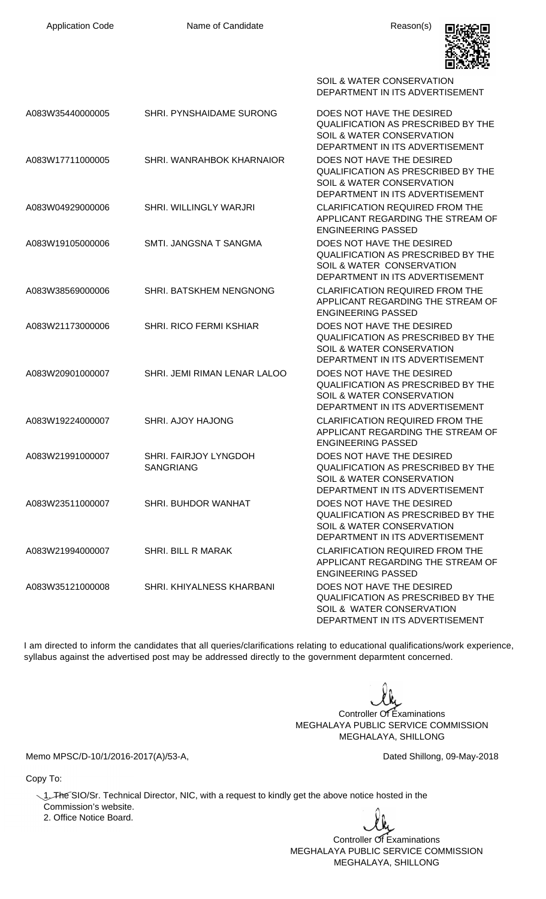| Application Code | Name of Candidate | Reason(s) |
|---|---|---|
| | | SOIL & WATER CONSERVATION DEPARTMENT IN ITS ADVERTISEMENT |
| A083W35440000005 | SHRI. PYNSHAIDAME SURONG | DOES NOT HAVE THE DESIRED QUALIFICATION AS PRESCRIBED BY THE SOIL & WATER CONSERVATION DEPARTMENT IN ITS ADVERTISEMENT |
| A083W17711000005 | SHRI. WANRAHBOK KHARNAIOR | DOES NOT HAVE THE DESIRED QUALIFICATION AS PRESCRIBED BY THE SOIL & WATER CONSERVATION DEPARTMENT IN ITS ADVERTISEMENT |
| A083W04929000006 | SHRI. WILLINGLY WARJRI | CLARIFICATION REQUIRED FROM THE APPLICANT REGARDING THE STREAM OF ENGINEERING PASSED |
| A083W19105000006 | SMTI. JANGSNA T SANGMA | DOES NOT HAVE THE DESIRED QUALIFICATION AS PRESCRIBED BY THE SOIL & WATER CONSERVATION DEPARTMENT IN ITS ADVERTISEMENT |
| A083W38569000006 | SHRI. BATSKHEM NENGNONG | CLARIFICATION REQUIRED FROM THE APPLICANT REGARDING THE STREAM OF ENGINEERING PASSED |
| A083W21173000006 | SHRI. RICO FERMI KSHIAR | DOES NOT HAVE THE DESIRED QUALIFICATION AS PRESCRIBED BY THE SOIL & WATER CONSERVATION DEPARTMENT IN ITS ADVERTISEMENT |
| A083W20901000007 | SHRI. JEMI RIMAN LENAR LALOO | DOES NOT HAVE THE DESIRED QUALIFICATION AS PRESCRIBED BY THE SOIL & WATER CONSERVATION DEPARTMENT IN ITS ADVERTISEMENT |
| A083W19224000007 | SHRI. AJOY HAJONG | CLARIFICATION REQUIRED FROM THE APPLICANT REGARDING THE STREAM OF ENGINEERING PASSED |
| A083W21991000007 | SHRI. FAIRJOY LYNGDOH SANGRIANG | DOES NOT HAVE THE DESIRED QUALIFICATION AS PRESCRIBED BY THE SOIL & WATER CONSERVATION DEPARTMENT IN ITS ADVERTISEMENT |
| A083W23511000007 | SHRI. BUHDOR WANHAT | DOES NOT HAVE THE DESIRED QUALIFICATION AS PRESCRIBED BY THE SOIL & WATER CONSERVATION DEPARTMENT IN ITS ADVERTISEMENT |
| A083W21994000007 | SHRI. BILL R MARAK | CLARIFICATION REQUIRED FROM THE APPLICANT REGARDING THE STREAM OF ENGINEERING PASSED |
| A083W35121000008 | SHRI. KHIYALNESS KHARBANI | DOES NOT HAVE THE DESIRED QUALIFICATION AS PRESCRIBED BY THE SOIL & WATER CONSERVATION DEPARTMENT IN ITS ADVERTISEMENT |

I am directed to inform the candidates that all queries/clarifications relating to educational qualifications/work experience, syllabus against the advertised post may be addressed directly to the government deparmtent concerned.

Controller Of Examinations
MEGHALAYA PUBLIC SERVICE COMMISSION
MEGHALAYA, SHILLONG

Memo MPSC/D-10/1/2016-2017(A)/53-A, Dated Shillong, 09-May-2018

Copy To:

1. The SIO/Sr. Technical Director, NIC, with a request to kindly get the above notice hosted in the Commission's website.
2. Office Notice Board.

Controller Of Examinations
MEGHALAYA PUBLIC SERVICE COMMISSION
MEGHALAYA, SHILLONG